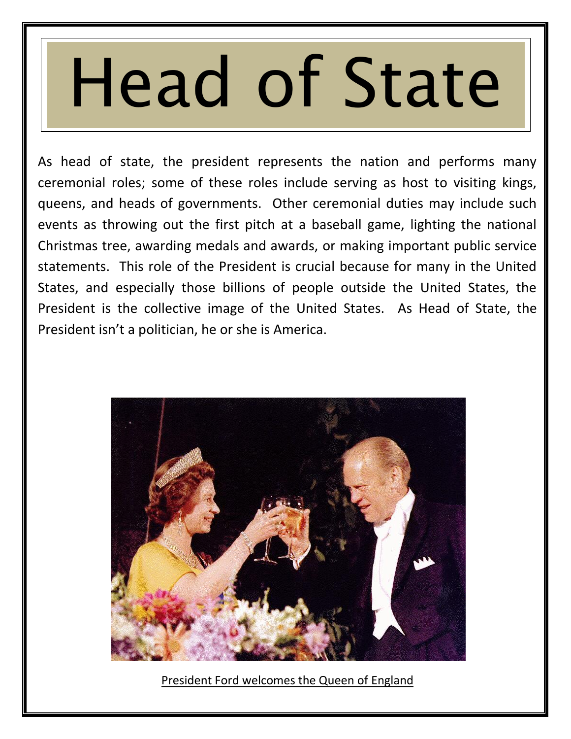# Head of State

As head of state, the president represents the nation and performs many ceremonial roles; some of these roles include serving as host to visiting kings, queens, and heads of governments. Other ceremonial duties may include such events as throwing out the first pitch at a baseball game, lighting the national Christmas tree, awarding medals and awards, or making important public service statements. This role of the President is crucial because for many in the United States, and especially those billions of people outside the United States, the President is the collective image of the United States. As Head of State, the President isn't a politician, he or she is America.

President Ford welcomes the Queen of England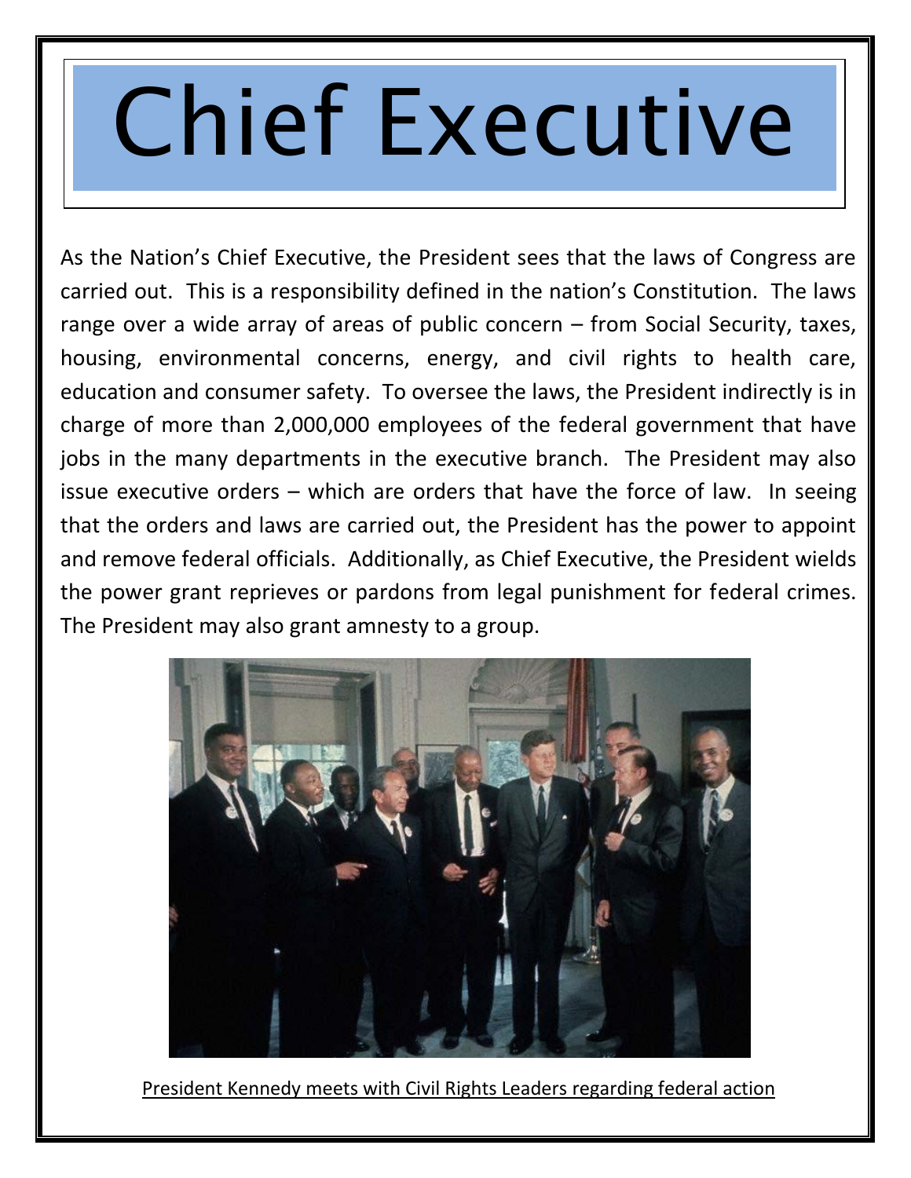# Chief Executive

As the Nation's Chief Executive, the President sees that the laws of Congress are carried out. This is a responsibility defined in the nation's Constitution. The laws range over a wide array of areas of public concern – from Social Security, taxes, housing, environmental concerns, energy, and civil rights to health care, education and consumer safety. To oversee the laws, the President indirectly is in charge of more than 2,000,000 employees of the federal government that have jobs in the many departments in the executive branch. The President may also issue executive orders – which are orders that have the force of law. In seeing that the orders and laws are carried out, the President has the power to appoint and remove federal officials. Additionally, as Chief Executive, the President wields the power grant reprieves or pardons from legal punishment for federal crimes. The President may also grant amnesty to a group.

President Kennedy meets with Civil Rights Leaders regarding federal action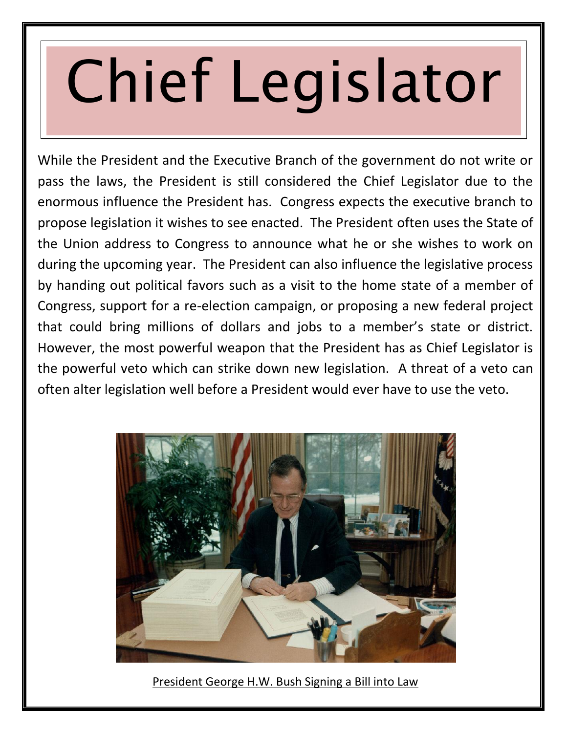# Chief Legislator

While the President and the Executive Branch of the government do not write or pass the laws, the President is still considered the Chief Legislator due to the enormous influence the President has. Congress expects the executive branch to propose legislation it wishes to see enacted. The President often uses the State of the Union address to Congress to announce what he or she wishes to work on during the upcoming year. The President can also influence the legislative process by handing out political favors such as a visit to the home state of a member of Congress, support for a re-election campaign, or proposing a new federal project that could bring millions of dollars and jobs to a member's state or district. However, the most powerful weapon that the President has as Chief Legislator is the powerful veto which can strike down new legislation. A threat of a veto can often alter legislation well before a President would ever have to use the veto.

President George H.W. Bush Signing a Bill into Law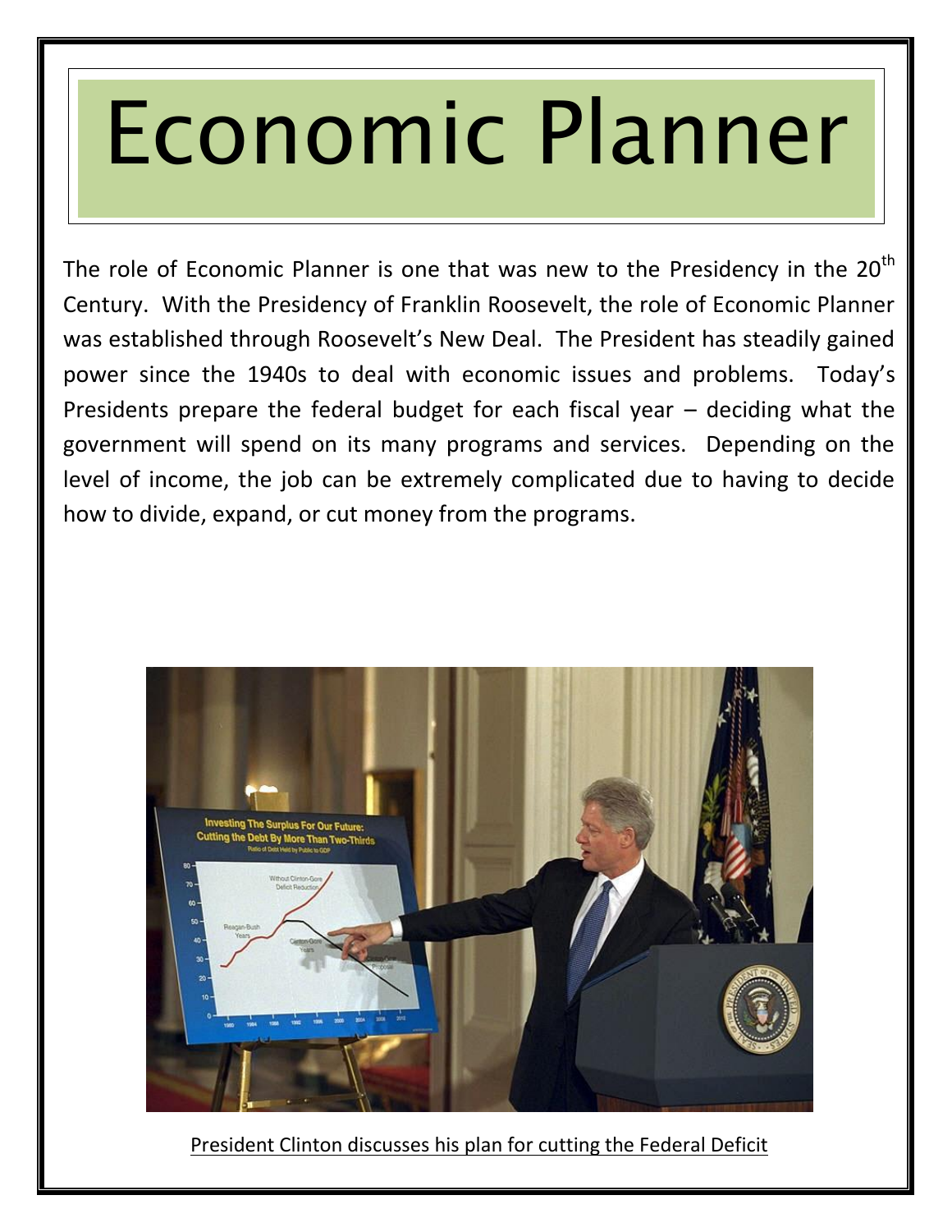# Economic Planner

The role of Economic Planner is one that was new to the Presidency in the 20th Century. With the Presidency of Franklin Roosevelt, the role of Economic Planner was established through Roosevelt's New Deal. The President has steadily gained power since the 1940s to deal with economic issues and problems. Today's Presidents prepare the federal budget for each fiscal year – deciding what the government will spend on its many programs and services. Depending on the level of income, the job can be extremely complicated due to having to decide how to divide, expand, or cut money from the programs.

President Clinton discusses his plan for cutting the Federal Deficit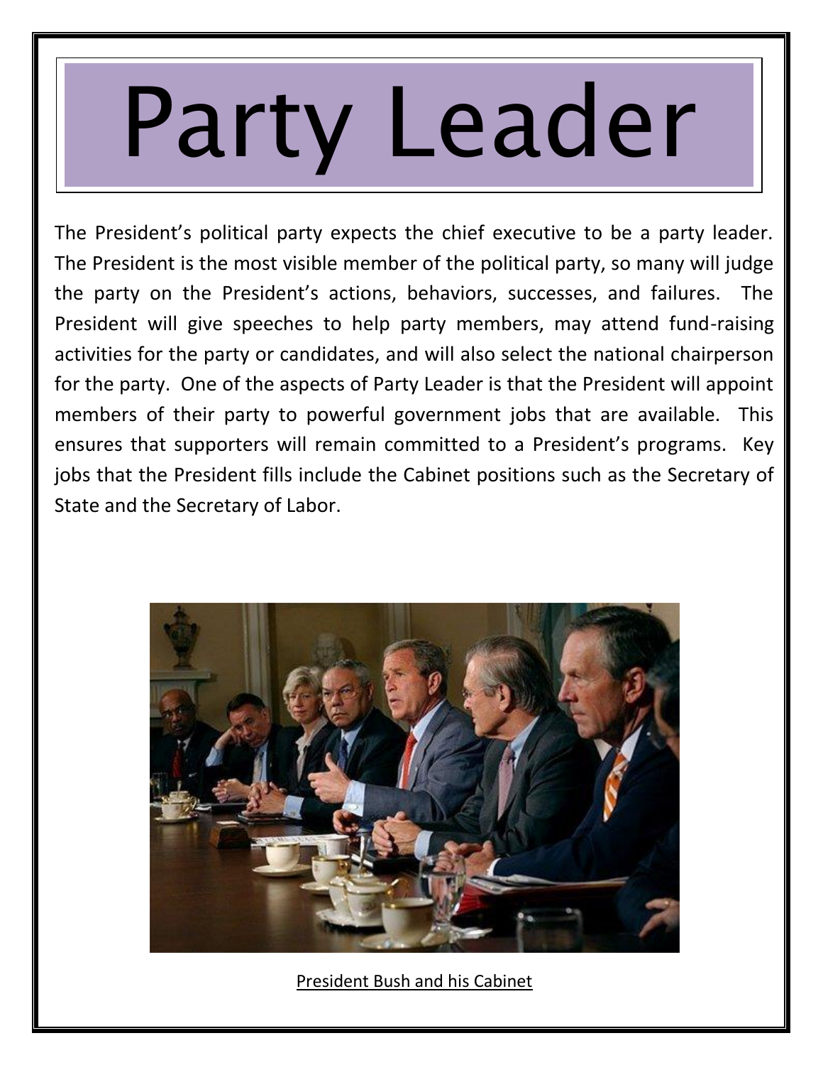# Party Leader

The President's political party expects the chief executive to be a party leader. The President is the most visible member of the political party, so many will judge the party on the President's actions, behaviors, successes, and failures. The President will give speeches to help party members, may attend fund-raising activities for the party or candidates, and will also select the national chairperson for the party. One of the aspects of Party Leader is that the President will appoint members of their party to powerful government jobs that are available. This ensures that supporters will remain committed to a President's programs. Key jobs that the President fills include the Cabinet positions such as the Secretary of State and the Secretary of Labor.

President Bush and his Cabinet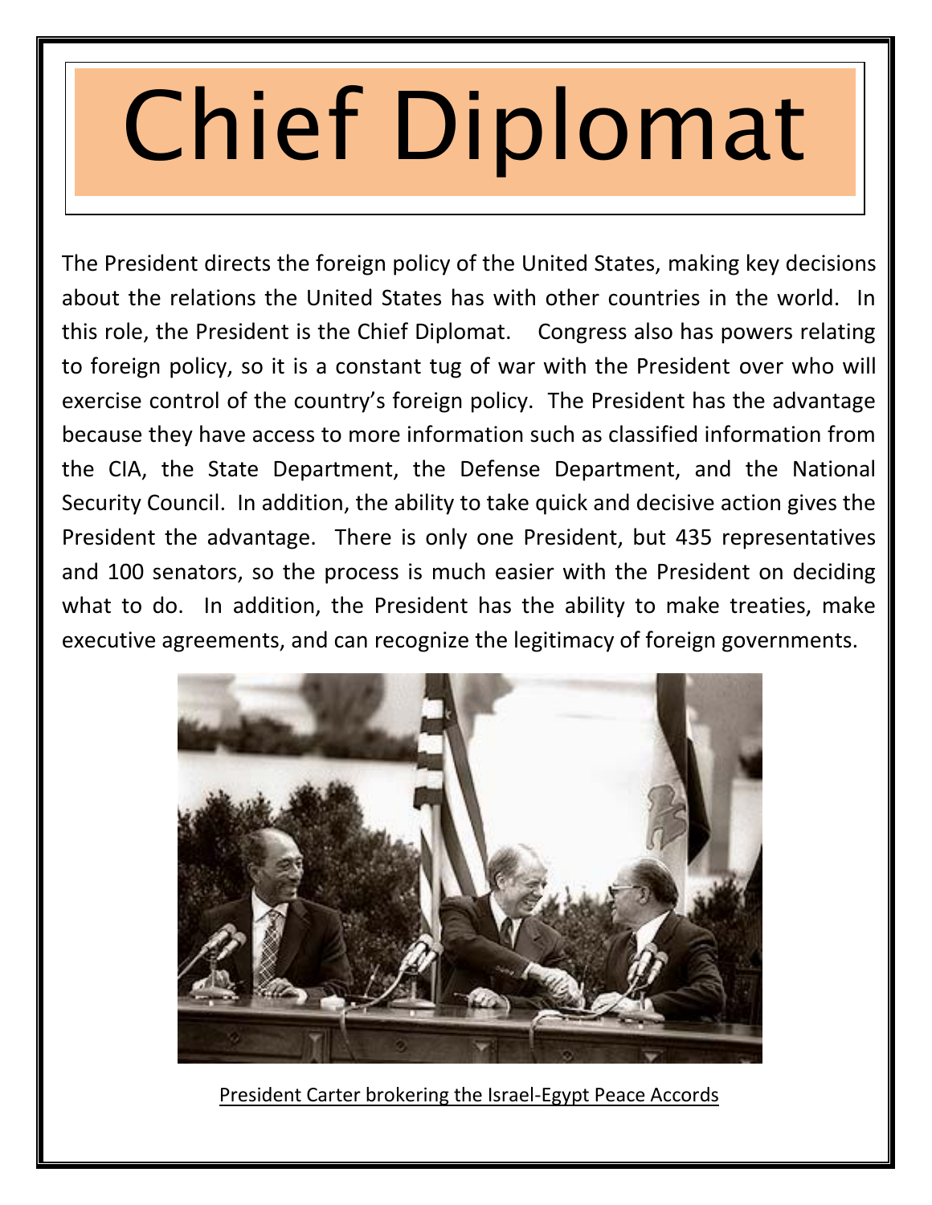# Chief Diplomat

The President directs the foreign policy of the United States, making key decisions about the relations the United States has with other countries in the world. In this role, the President is the Chief Diplomat. Congress also has powers relating to foreign policy, so it is a constant tug of war with the President over who will exercise control of the country's foreign policy. The President has the advantage because they have access to more information such as classified information from the CIA, the State Department, the Defense Department, and the National Security Council. In addition, the ability to take quick and decisive action gives the President the advantage. There is only one President, but 435 representatives and 100 senators, so the process is much easier with the President on deciding what to do. In addition, the President has the ability to make treaties, make executive agreements, and can recognize the legitimacy of foreign governments.

President Carter brokering the Israel-Egypt Peace Accords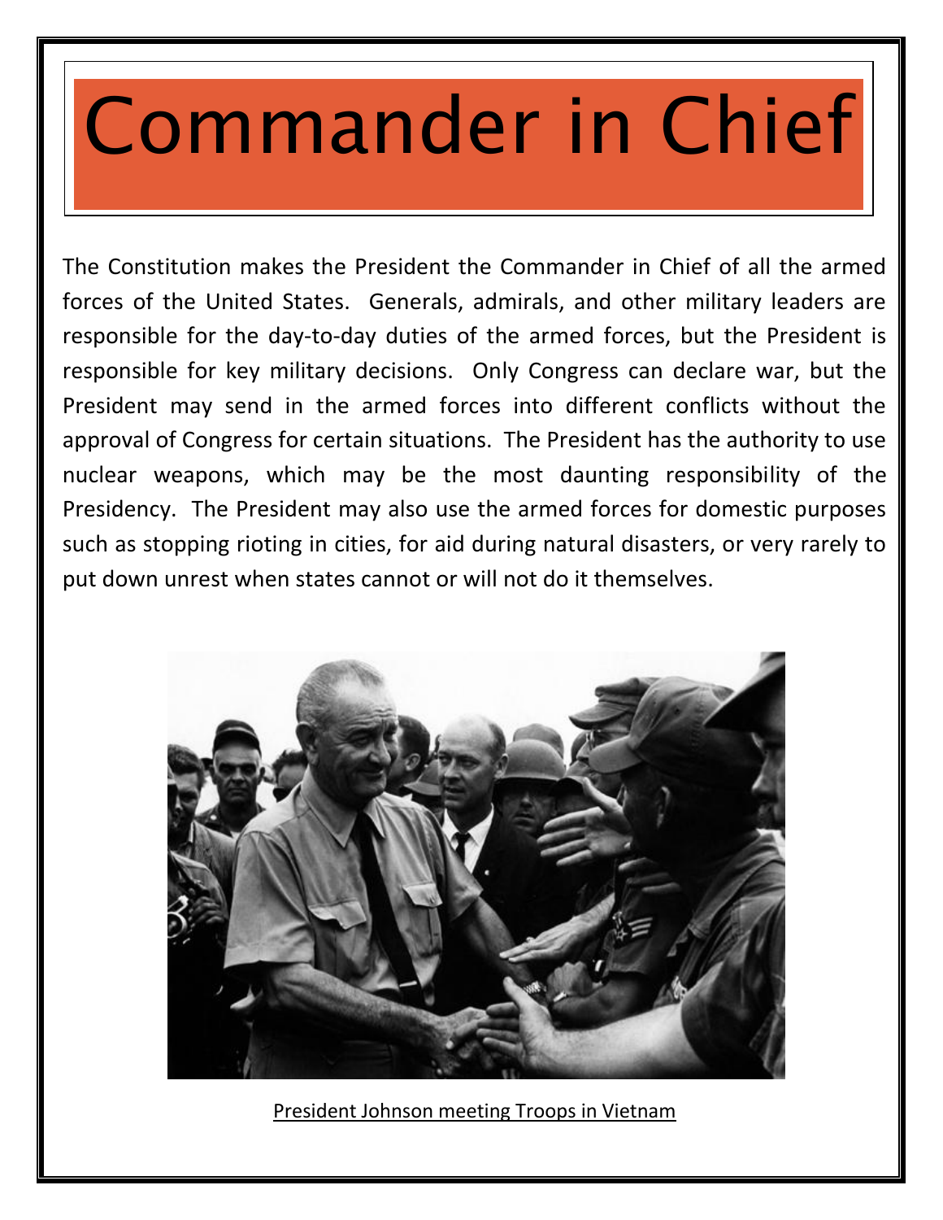# Commander in Chief

The Constitution makes the President the Commander in Chief of all the armed forces of the United States. Generals, admirals, and other military leaders are responsible for the day-to-day duties of the armed forces, but the President is responsible for key military decisions. Only Congress can declare war, but the President may send in the armed forces into different conflicts without the approval of Congress for certain situations. The President has the authority to use nuclear weapons, which may be the most daunting responsibility of the Presidency. The President may also use the armed forces for domestic purposes such as stopping rioting in cities, for aid during natural disasters, or very rarely to put down unrest when states cannot or will not do it themselves.

President Johnson meeting Troops in Vietnam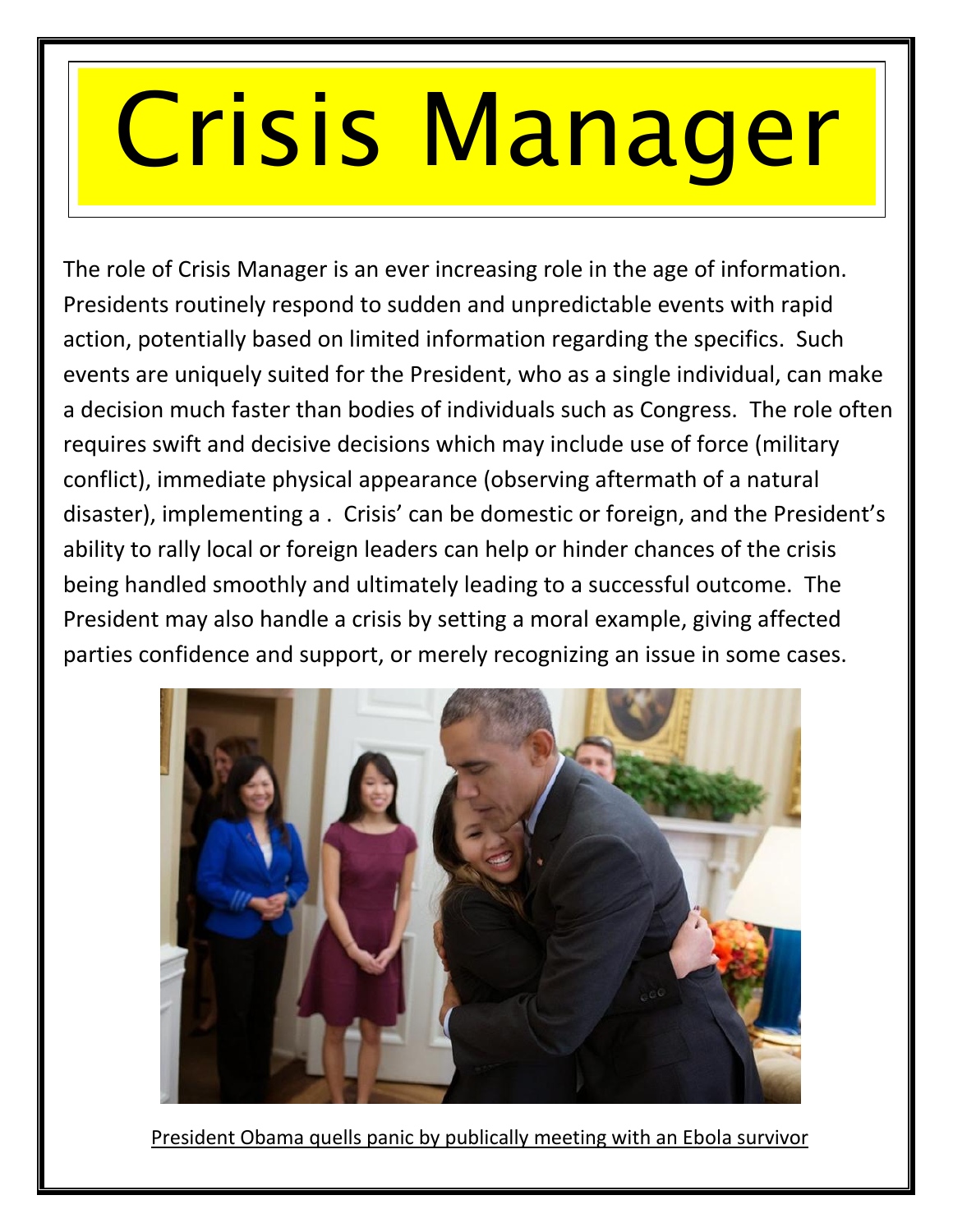# Crisis Manager

The role of Crisis Manager is an ever increasing role in the age of information. Presidents routinely respond to sudden and unpredictable events with rapid action, potentially based on limited information regarding the specifics. Such events are uniquely suited for the President, who as a single individual, can make a decision much faster than bodies of individuals such as Congress. The role often requires swift and decisive decisions which may include use of force (military conflict), immediate physical appearance (observing aftermath of a natural disaster), implementing a . Crisis' can be domestic or foreign, and the President's ability to rally local or foreign leaders can help or hinder chances of the crisis being handled smoothly and ultimately leading to a successful outcome. The President may also handle a crisis by setting a moral example, giving affected parties confidence and support, or merely recognizing an issue in some cases.

President Obama quells panic by publically meeting with an Ebola survivor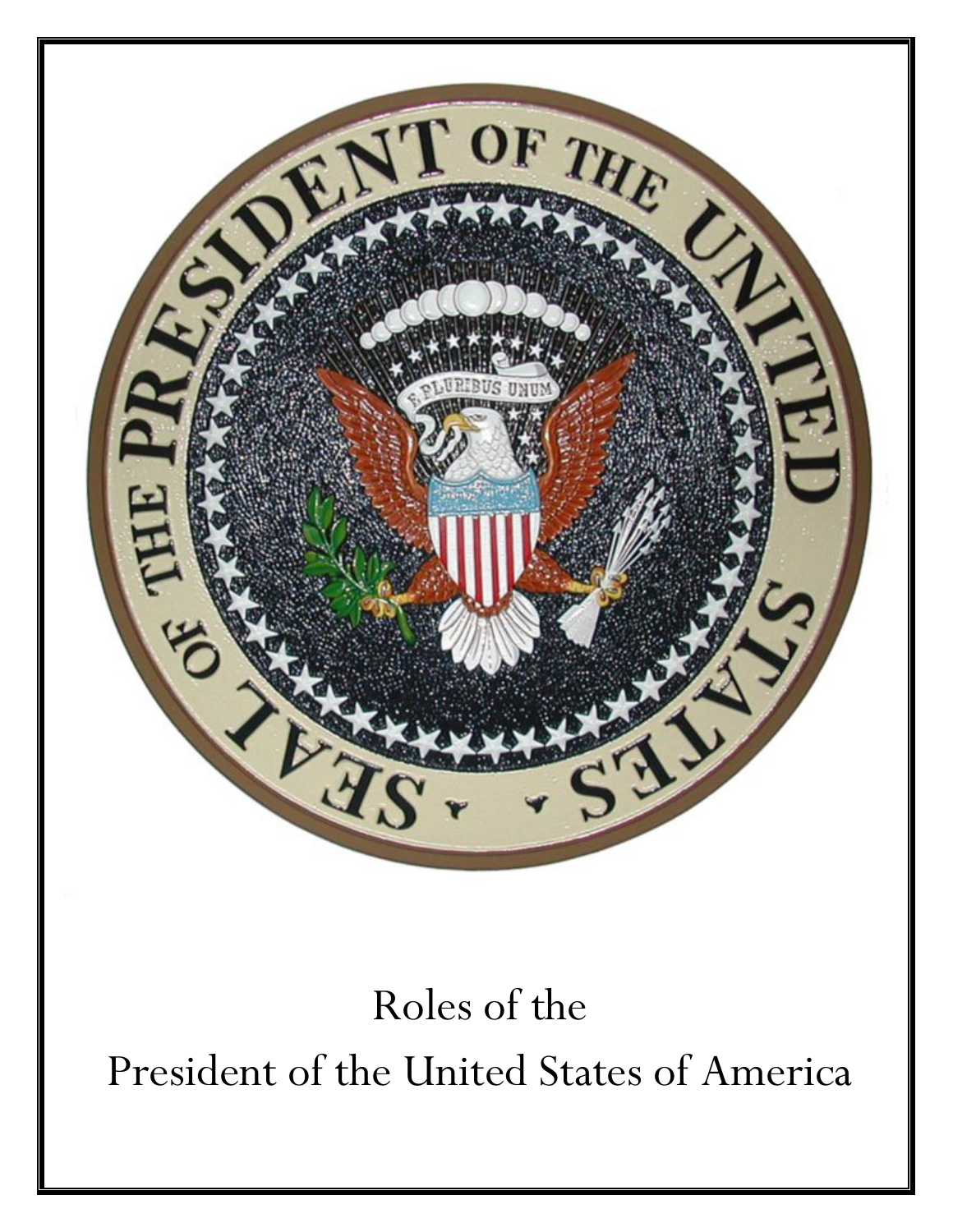Roles of the

President of the United States of America